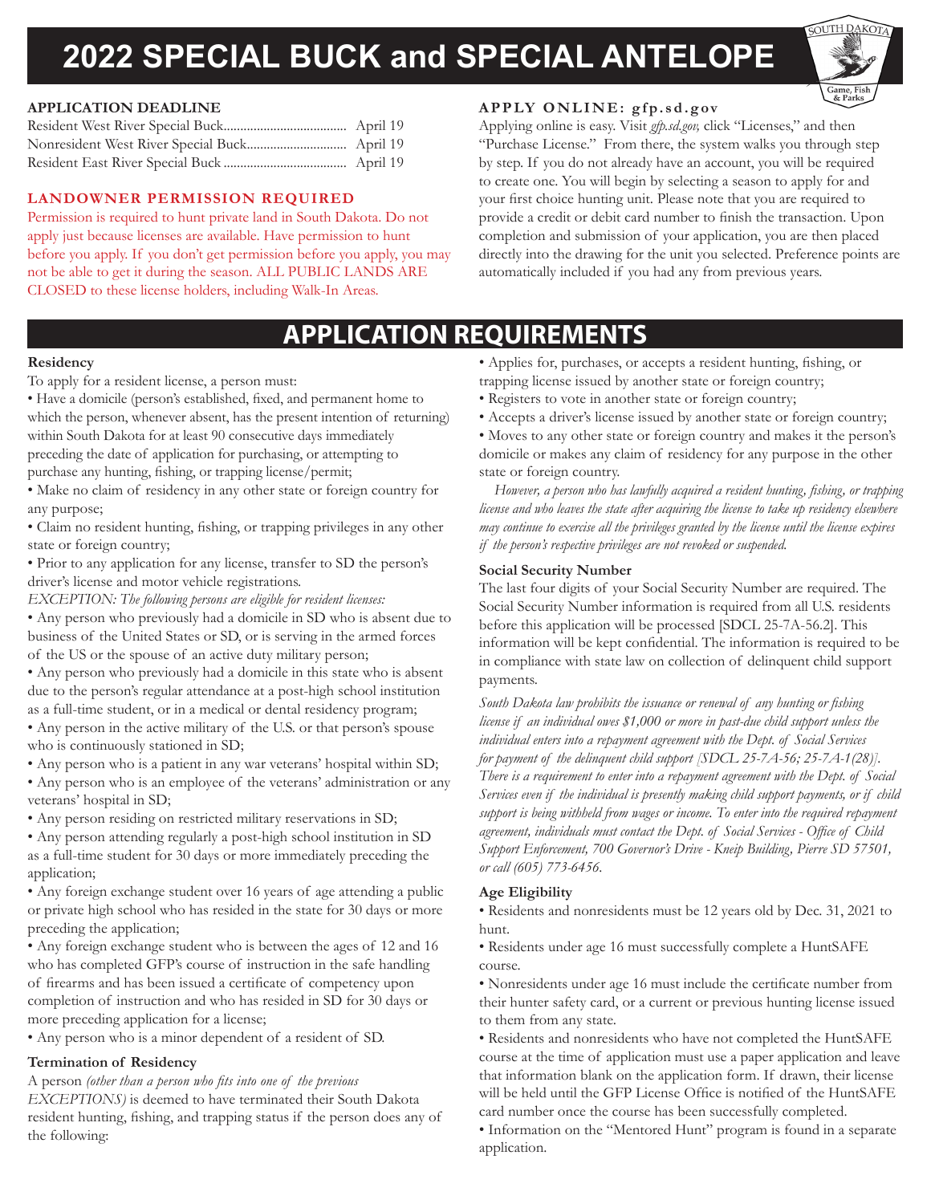# 2022 SPECIAL BUCK and SPECIAL ANTELOPE

### APPLICATION DEADLINE

| | |
|---|---|
| Resident West River Special Buck | April 19 |
| Nonresident West River Special Buck | April 19 |
| Resident East River Special Buck | April 19 |

### LANDOWNER PERMISSION REQUIRED

Permission is required to hunt private land in South Dakota. Do not apply just because licenses are available. Have permission to hunt before you apply. If you don't get permission before you apply, you may not be able to get it during the season. ALL PUBLIC LANDS ARE CLOSED to these license holders, including Walk-In Areas.

### APPLY ONLINE: gfp.sd.gov

Applying online is easy. Visit *gfp.sd.gov,* click "Licenses," and then "Purchase License." From there, the system walks you through step by step. If you do not already have an account, you will be required to create one. You will begin by selecting a season to apply for and your first choice hunting unit. Please note that you are required to provide a credit or debit card number to finish the transaction. Upon completion and submission of your application, you are then placed directly into the drawing for the unit you selected. Preference points are automatically included if you had any from previous years.

## APPLICATION REQUIREMENTS

**Residency**

To apply for a resident license, a person must:

- Have a domicile (person's established, fixed, and permanent home to which the person, whenever absent, has the present intention of returning) within South Dakota for at least 90 consecutive days immediately preceding the date of application for purchasing, or attempting to purchase any hunting, fishing, or trapping license/permit;
- Make no claim of residency in any other state or foreign country for any purpose;
- Claim no resident hunting, fishing, or trapping privileges in any other state or foreign country;
- Prior to any application for any license, transfer to SD the person's driver's license and motor vehicle registrations.

*EXCEPTION: The following persons are eligible for resident licenses:*

- Any person who previously had a domicile in SD who is absent due to business of the United States or SD, or is serving in the armed forces of the US or the spouse of an active duty military person;
- Any person who previously had a domicile in this state who is absent due to the person's regular attendance at a post-high school institution as a full-time student, or in a medical or dental residency program;
- Any person in the active military of the U.S. or that person's spouse who is continuously stationed in SD;
- Any person who is a patient in any war veterans' hospital within SD;
- Any person who is an employee of the veterans' administration or any veterans' hospital in SD;
- Any person residing on restricted military reservations in SD;
- Any person attending regularly a post-high school institution in SD as a full-time student for 30 days or more immediately preceding the application;
- Any foreign exchange student over 16 years of age attending a public or private high school who has resided in the state for 30 days or more preceding the application;
- Any foreign exchange student who is between the ages of 12 and 16 who has completed GFP's course of instruction in the safe handling of firearms and has been issued a certificate of competency upon completion of instruction and who has resided in SD for 30 days or more preceding application for a license;
- Any person who is a minor dependent of a resident of SD.

**Termination of Residency**

A person *(other than a person who fits into one of the previous EXCEPTIONS)* is deemed to have terminated their South Dakota resident hunting, fishing, and trapping status if the person does any of the following:

- Applies for, purchases, or accepts a resident hunting, fishing, or trapping license issued by another state or foreign country;
- Registers to vote in another state or foreign country;
- Accepts a driver's license issued by another state or foreign country;
- Moves to any other state or foreign country and makes it the person's domicile or makes any claim of residency for any purpose in the other state or foreign country.

*However, a person who has lawfully acquired a resident hunting, fishing, or trapping license and who leaves the state after acquiring the license to take up residency elsewhere may continue to exercise all the privileges granted by the license until the license expires if the person's respective privileges are not revoked or suspended.*

**Social Security Number**

The last four digits of your Social Security Number are required. The Social Security Number information is required from all U.S. residents before this application will be processed [SDCL 25-7A-56.2]. This information will be kept confidential. The information is required to be in compliance with state law on collection of delinquent child support payments.

*South Dakota law prohibits the issuance or renewal of any hunting or fishing license if an individual owes $1,000 or more in past-due child support unless the individual enters into a repayment agreement with the Dept. of Social Services for payment of the delinquent child support [SDCL 25-7A-56; 25-7A-1(28)]. There is a requirement to enter into a repayment agreement with the Dept. of Social Services even if the individual is presently making child support payments, or if child support is being withheld from wages or income. To enter into the required repayment agreement, individuals must contact the Dept. of Social Services - Office of Child Support Enforcement, 700 Governor's Drive - Kneip Building, Pierre SD 57501, or call (605) 773-6456.*

**Age Eligibility**

- Residents and nonresidents must be 12 years old by Dec. 31, 2021 to hunt.
- Residents under age 16 must successfully complete a HuntSAFE course.
- Nonresidents under age 16 must include the certificate number from their hunter safety card, or a current or previous hunting license issued to them from any state.
- Residents and nonresidents who have not completed the HuntSAFE course at the time of application must use a paper application and leave that information blank on the application form. If drawn, their license will be held until the GFP License Office is notified of the HuntSAFE card number once the course has been successfully completed.
- Information on the "Mentored Hunt" program is found in a separate application.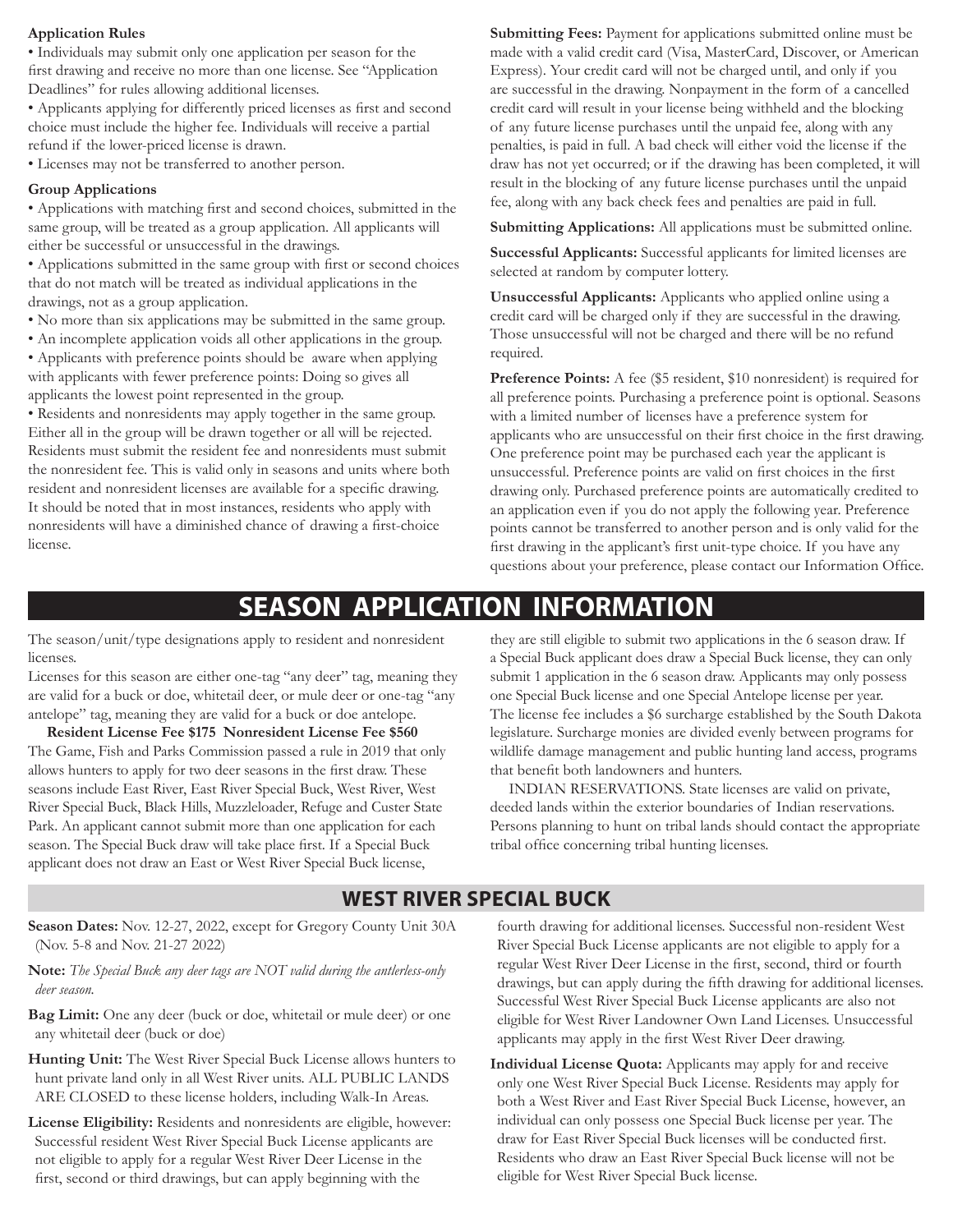**Application Rules**

- Individuals may submit only one application per season for the first drawing and receive no more than one license. See "Application Deadlines" for rules allowing additional licenses.
- Applicants applying for differently priced licenses as first and second choice must include the higher fee. Individuals will receive a partial refund if the lower-priced license is drawn.
- Licenses may not be transferred to another person.

**Group Applications**

- Applications with matching first and second choices, submitted in the same group, will be treated as a group application. All applicants will either be successful or unsuccessful in the drawings.
- Applications submitted in the same group with first or second choices that do not match will be treated as individual applications in the drawings, not as a group application.
- No more than six applications may be submitted in the same group.
- An incomplete application voids all other applications in the group.
- Applicants with preference points should be aware when applying with applicants with fewer preference points: Doing so gives all applicants the lowest point represented in the group.
- Residents and nonresidents may apply together in the same group. Either all in the group will be drawn together or all will be rejected. Residents must submit the resident fee and nonresidents must submit the nonresident fee. This is valid only in seasons and units where both resident and nonresident licenses are available for a specific drawing. It should be noted that in most instances, residents who apply with nonresidents will have a diminished chance of drawing a first-choice license.

**Submitting Fees:** Payment for applications submitted online must be made with a valid credit card (Visa, MasterCard, Discover, or American Express). Your credit card will not be charged until, and only if you are successful in the drawing. Nonpayment in the form of a cancelled credit card will result in your license being withheld and the blocking of any future license purchases until the unpaid fee, along with any penalties, is paid in full. A bad check will either void the license if the draw has not yet occurred; or if the drawing has been completed, it will result in the blocking of any future license purchases until the unpaid fee, along with any back check fees and penalties are paid in full.

**Submitting Applications:** All applications must be submitted online.

**Successful Applicants:** Successful applicants for limited licenses are selected at random by computer lottery.

**Unsuccessful Applicants:** Applicants who applied online using a credit card will be charged only if they are successful in the drawing. Those unsuccessful will not be charged and there will be no refund required.

**Preference Points:** A fee ($5 resident, $10 nonresident) is required for all preference points. Purchasing a preference point is optional. Seasons with a limited number of licenses have a preference system for applicants who are unsuccessful on their first choice in the first drawing. One preference point may be purchased each year the applicant is unsuccessful. Preference points are valid on first choices in the first drawing only. Purchased preference points are automatically credited to an application even if you do not apply the following year. Preference points cannot be transferred to another person and is only valid for the first drawing in the applicant's first unit-type choice. If you have any questions about your preference, please contact our Information Office.

# SEASON APPLICATION INFORMATION

The season/unit/type designations apply to resident and nonresident licenses.

Licenses for this season are either one-tag "any deer" tag, meaning they are valid for a buck or doe, whitetail deer, or mule deer or one-tag "any antelope" tag, meaning they are valid for a buck or doe antelope.

**Resident License Fee $175 Nonresident License Fee $560**

The Game, Fish and Parks Commission passed a rule in 2019 that only allows hunters to apply for two deer seasons in the first draw. These seasons include East River, East River Special Buck, West River, West River Special Buck, Black Hills, Muzzleloader, Refuge and Custer State Park. An applicant cannot submit more than one application for each season. The Special Buck draw will take place first. If a Special Buck applicant does not draw an East or West River Special Buck license, they are still eligible to submit two applications in the 6 season draw. If a Special Buck applicant does draw a Special Buck license, they can only submit 1 application in the 6 season draw. Applicants may only possess one Special Buck license and one Special Antelope license per year.

The license fee includes a $6 surcharge established by the South Dakota legislature. Surcharge monies are divided evenly between programs for wildlife damage management and public hunting land access, programs that benefit both landowners and hunters.

INDIAN RESERVATIONS. State licenses are valid on private, deeded lands within the exterior boundaries of Indian reservations. Persons planning to hunt on tribal lands should contact the appropriate tribal office concerning tribal hunting licenses.

## WEST RIVER SPECIAL BUCK

**Season Dates:** Nov. 12-27, 2022, except for Gregory County Unit 30A (Nov. 5-8 and Nov. 21-27 2022)

**Note:** *The Special Buck any deer tags are NOT valid during the antlerless-only deer season.*

**Bag Limit:** One any deer (buck or doe, whitetail or mule deer) or one any whitetail deer (buck or doe)

**Hunting Unit:** The West River Special Buck License allows hunters to hunt private land only in all West River units. ALL PUBLIC LANDS ARE CLOSED to these license holders, including Walk-In Areas.

**License Eligibility:** Residents and nonresidents are eligible, however: Successful resident West River Special Buck License applicants are not eligible to apply for a regular West River Deer License in the first, second or third drawings, but can apply beginning with the fourth drawing for additional licenses. Successful non-resident West River Special Buck License applicants are not eligible to apply for a regular West River Deer License in the first, second, third or fourth drawings, but can apply during the fifth drawing for additional licenses. Successful West River Special Buck License applicants are also not eligible for West River Landowner Own Land Licenses. Unsuccessful applicants may apply in the first West River Deer drawing.

**Individual License Quota:** Applicants may apply for and receive only one West River Special Buck License. Residents may apply for both a West River and East River Special Buck License, however, an individual can only possess one Special Buck license per year. The draw for East River Special Buck licenses will be conducted first. Residents who draw an East River Special Buck license will not be eligible for West River Special Buck license.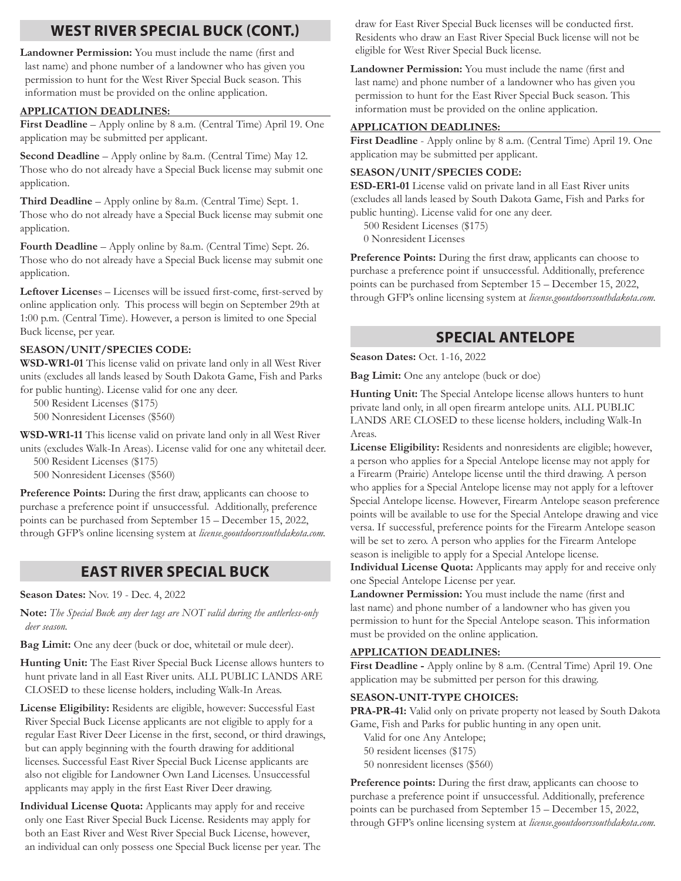## WEST RIVER SPECIAL BUCK (CONT.)

**Landowner Permission:** You must include the name (first and last name) and phone number of a landowner who has given you permission to hunt for the West River Special Buck season. This information must be provided on the online application.

**APPLICATION DEADLINES:**

**First Deadline** – Apply online by 8 a.m. (Central Time) April 19. One application may be submitted per applicant.

**Second Deadline** – Apply online by 8a.m. (Central Time) May 12. Those who do not already have a Special Buck license may submit one application.

**Third Deadline** – Apply online by 8a.m. (Central Time) Sept. 1. Those who do not already have a Special Buck license may submit one application.

**Fourth Deadline** – Apply online by 8a.m. (Central Time) Sept. 26. Those who do not already have a Special Buck license may submit one application.

**Leftover Licenses** – Licenses will be issued first-come, first-served by online application only. This process will begin on September 29th at 1:00 p.m. (Central Time). However, a person is limited to one Special Buck license, per year.

**SEASON/UNIT/SPECIES CODE:**

**WSD-WR1-01** This license valid on private land only in all West River units (excludes all lands leased by South Dakota Game, Fish and Parks for public hunting). License valid for one any deer.

500 Resident Licenses ($175)
500 Nonresident Licenses ($560)

**WSD-WR1-11** This license valid on private land only in all West River units (excludes Walk-In Areas). License valid for one any whitetail deer.

500 Resident Licenses ($175)
500 Nonresident Licenses ($560)

**Preference Points:** During the first draw, applicants can choose to purchase a preference point if unsuccessful. Additionally, preference points can be purchased from September 15 – December 15, 2022, through GFP's online licensing system at *license.gooutdoorssouthdakota.com.*

## EAST RIVER SPECIAL BUCK

**Season Dates:** Nov. 19 - Dec. 4, 2022

**Note:** *The Special Buck any deer tags are NOT valid during the antlerless-only deer season.*

**Bag Limit:** One any deer (buck or doe, whitetail or mule deer).

**Hunting Unit:** The East River Special Buck License allows hunters to hunt private land in all East River units. ALL PUBLIC LANDS ARE CLOSED to these license holders, including Walk-In Areas.

**License Eligibility:** Residents are eligible, however: Successful East River Special Buck License applicants are not eligible to apply for a regular East River Deer License in the first, second, or third drawings, but can apply beginning with the fourth drawing for additional licenses. Successful East River Special Buck License applicants are also not eligible for Landowner Own Land Licenses. Unsuccessful applicants may apply in the first East River Deer drawing.

**Individual License Quota:** Applicants may apply for and receive only one East River Special Buck License. Residents may apply for both an East River and West River Special Buck License, however, an individual can only possess one Special Buck license per year. The draw for East River Special Buck licenses will be conducted first. Residents who draw an East River Special Buck license will not be eligible for West River Special Buck license.

**Landowner Permission:** You must include the name (first and last name) and phone number of a landowner who has given you permission to hunt for the East River Special Buck season. This information must be provided on the online application.

**APPLICATION DEADLINES:**

**First Deadline** - Apply online by 8 a.m. (Central Time) April 19. One application may be submitted per applicant.

**SEASON/UNIT/SPECIES CODE:**

**ESD-ER1-01** License valid on private land in all East River units (excludes all lands leased by South Dakota Game, Fish and Parks for public hunting). License valid for one any deer.

500 Resident Licenses ($175)
0 Nonresident Licenses

**Preference Points:** During the first draw, applicants can choose to purchase a preference point if unsuccessful. Additionally, preference points can be purchased from September 15 – December 15, 2022, through GFP's online licensing system at *license.gooutdoorssouthdakota.com.*

## SPECIAL ANTELOPE

**Season Dates:** Oct. 1-16, 2022

**Bag Limit:** One any antelope (buck or doe)

**Hunting Unit:** The Special Antelope license allows hunters to hunt private land only, in all open firearm antelope units. ALL PUBLIC LANDS ARE CLOSED to these license holders, including Walk-In Areas.

**License Eligibility:** Residents and nonresidents are eligible; however, a person who applies for a Special Antelope license may not apply for a Firearm (Prairie) Antelope license until the third drawing. A person who applies for a Special Antelope license may not apply for a leftover Special Antelope license. However, Firearm Antelope season preference points will be available to use for the Special Antelope drawing and vice versa. If successful, preference points for the Firearm Antelope season will be set to zero. A person who applies for the Firearm Antelope season is ineligible to apply for a Special Antelope license.

**Individual License Quota:** Applicants may apply for and receive only one Special Antelope License per year.

**Landowner Permission:** You must include the name (first and last name) and phone number of a landowner who has given you permission to hunt for the Special Antelope season. This information must be provided on the online application.

**APPLICATION DEADLINES:**

**First Deadline -** Apply online by 8 a.m. (Central Time) April 19. One application may be submitted per person for this drawing.

**SEASON-UNIT-TYPE CHOICES:**

**PRA-PR-41:** Valid only on private property not leased by South Dakota Game, Fish and Parks for public hunting in any open unit.

Valid for one Any Antelope;
50 resident licenses ($175)
50 nonresident licenses ($560)

**Preference points:** During the first draw, applicants can choose to purchase a preference point if unsuccessful. Additionally, preference points can be purchased from September 15 – December 15, 2022, through GFP's online licensing system at *license.gooutdoorssouthdakota.com.*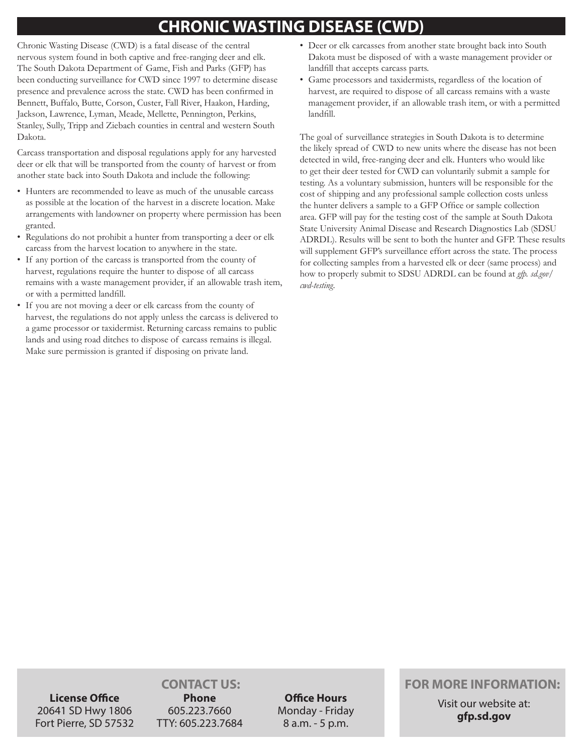# CHRONIC WASTING DISEASE (CWD)

Chronic Wasting Disease (CWD) is a fatal disease of the central nervous system found in both captive and free-ranging deer and elk. The South Dakota Department of Game, Fish and Parks (GFP) has been conducting surveillance for CWD since 1997 to determine disease presence and prevalence across the state. CWD has been confirmed in Bennett, Buffalo, Butte, Corson, Custer, Fall River, Haakon, Harding, Jackson, Lawrence, Lyman, Meade, Mellette, Pennington, Perkins, Stanley, Sully, Tripp and Ziebach counties in central and western South Dakota.

Carcass transportation and disposal regulations apply for any harvested deer or elk that will be transported from the county of harvest or from another state back into South Dakota and include the following:

- Hunters are recommended to leave as much of the unusable carcass as possible at the location of the harvest in a discrete location. Make arrangements with landowner on property where permission has been granted.
- Regulations do not prohibit a hunter from transporting a deer or elk carcass from the harvest location to anywhere in the state.
- If any portion of the carcass is transported from the county of harvest, regulations require the hunter to dispose of all carcass remains with a waste management provider, if an allowable trash item, or with a permitted landfill.
- If you are not moving a deer or elk carcass from the county of harvest, the regulations do not apply unless the carcass is delivered to a game processor or taxidermist. Returning carcass remains to public lands and using road ditches to dispose of carcass remains is illegal. Make sure permission is granted if disposing on private land.
- Deer or elk carcasses from another state brought back into South Dakota must be disposed of with a waste management provider or landfill that accepts carcass parts.
- Game processors and taxidermists, regardless of the location of harvest, are required to dispose of all carcass remains with a waste management provider, if an allowable trash item, or with a permitted landfill.

The goal of surveillance strategies in South Dakota is to determine the likely spread of CWD to new units where the disease has not been detected in wild, free-ranging deer and elk. Hunters who would like to get their deer tested for CWD can voluntarily submit a sample for testing. As a voluntary submission, hunters will be responsible for the cost of shipping and any professional sample collection costs unless the hunter delivers a sample to a GFP Office or sample collection area. GFP will pay for the testing cost of the sample at South Dakota State University Animal Disease and Research Diagnostics Lab (SDSU ADRDL). Results will be sent to both the hunter and GFP. These results will supplement GFP's surveillance effort across the state. The process for collecting samples from a harvested elk or deer (same process) and how to properly submit to SDSU ADRDL can be found at *gfp. sd.gov/cwd-testing*.

## CONTACT US:

**License Office**
20641 SD Hwy 1806
Fort Pierre, SD 57532

**Phone**
605.223.7660
TTY: 605.223.7684

**Office Hours**
Monday - Friday
8 a.m. - 5 p.m.

## FOR MORE INFORMATION:

Visit our website at:
**gfp.sd.gov**